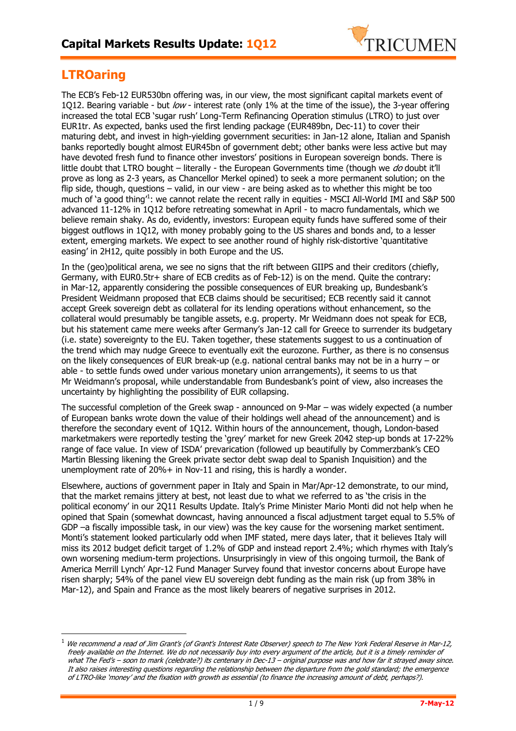# Capital Markets Results Update: 1Q12

## LTROaring

The ECB's Feb-12 EUR530bn offering was, in our view, the most significant capital markets event of 1Q12. Bearing variable - but *low* - interest rate (only 1% at the time of the issue), the 3-year offering increased the total ECB 'sugar rush' Long-Term Refinancing Operation stimulus (LTRO) to just over EUR1tr. As expected, banks used the first lending package (EUR489bn, Dec-11) to cover their maturing debt, and invest in high-yielding government securities: in Jan-12 alone, Italian and Spanish banks reportedly bought almost EUR45bn of government debt; other banks were less active but may have devoted fresh fund to finance other investors' positions in European sovereign bonds. There is little doubt that LTRO bought – literally - the European Governments time (though we *do* doubt it'll prove as long as 2-3 years, as Chancellor Merkel opined) to seek a more permanent solution; on the flip side, though, questions – valid, in our view - are being asked as to whether this might be too much of 'a good thing'[1]: we cannot relate the recent rally in equities - MSCI All-World IMI and S&P 500 advanced 11-12% in 1Q12 before retreating somewhat in April - to macro fundamentals, which we believe remain shaky. As do, evidently, investors: European equity funds have suffered some of their biggest outflows in 1Q12, with money probably going to the US shares and bonds and, to a lesser extent, emerging markets. We expect to see another round of highly risk-distortive 'quantitative easing' in 2H12, quite possibly in both Europe and the US.

In the (geo)political arena, we see no signs that the rift between GIIPS and their creditors (chiefly, Germany, with EUR0.5tr+ share of ECB credits as of Feb-12) is on the mend. Quite the contrary: in Mar-12, apparently considering the possible consequences of EUR breaking up, Bundesbank's President Weidmann proposed that ECB claims should be securitised; ECB recently said it cannot accept Greek sovereign debt as collateral for its lending operations without enhancement, so the collateral would presumably be tangible assets, e.g. property. Mr Weidmann does not speak for ECB, but his statement came mere weeks after Germany's Jan-12 call for Greece to surrender its budgetary (i.e. state) sovereignty to the EU. Taken together, these statements suggest to us a continuation of the trend which may nudge Greece to eventually exit the eurozone. Further, as there is no consensus on the likely consequences of EUR break-up (e.g. national central banks may not be in a hurry – or able - to settle funds owed under various monetary union arrangements), it seems to us that Mr Weidmann's proposal, while understandable from Bundesbank's point of view, also increases the uncertainty by highlighting the possibility of EUR collapsing.

The successful completion of the Greek swap - announced on 9-Mar – was widely expected (a number of European banks wrote down the value of their holdings well ahead of the announcement) and is therefore the secondary event of 1Q12. Within hours of the announcement, though, London-based marketmakers were reportedly testing the 'grey' market for new Greek 2042 step-up bonds at 17-22% range of face value. In view of ISDA' prevarication (followed up beautifully by Commerzbank's CEO Martin Blessing likening the Greek private sector debt swap deal to Spanish Inquisition) and the unemployment rate of 20%+ in Nov-11 and rising, this is hardly a wonder.

Elsewhere, auctions of government paper in Italy and Spain in Mar/Apr-12 demonstrate, to our mind, that the market remains jittery at best, not least due to what we referred to as 'the crisis in the political economy' in our 2Q11 Results Update. Italy's Prime Minister Mario Monti did not help when he opined that Spain (somewhat downcast, having announced a fiscal adjustment target equal to 5.5% of GDP –a fiscally impossible task, in our view) was the key cause for the worsening market sentiment. Monti's statement looked particularly odd when IMF stated, mere days later, that it believes Italy will miss its 2012 budget deficit target of 1.2% of GDP and instead report 2.4%; which rhymes with Italy's own worsening medium-term projections. Unsurprisingly in view of this ongoing turmoil, the Bank of America Merrill Lynch' Apr-12 Fund Manager Survey found that investor concerns about Europe have risen sharply; 54% of the panel view EU sovereign debt funding as the main risk (up from 38% in Mar-12), and Spain and France as the most likely bearers of negative surprises in 2012.

---

[1] *We recommend a read of Jim Grant's (of Grant's Interest Rate Observer) speech to The New York Federal Reserve in Mar-12, freely available on the Internet. We do not necessarily buy into every argument of the article, but it is a timely reminder of what The Fed's – soon to mark (celebrate?) its centenary in Dec-13 – original purpose was and how far it strayed away since. It also raises interesting questions regarding the relationship between the departure from the gold standard; the emergence of LTRO-like 'money' and the fixation with growth as essential (to finance the increasing amount of debt, perhaps?).*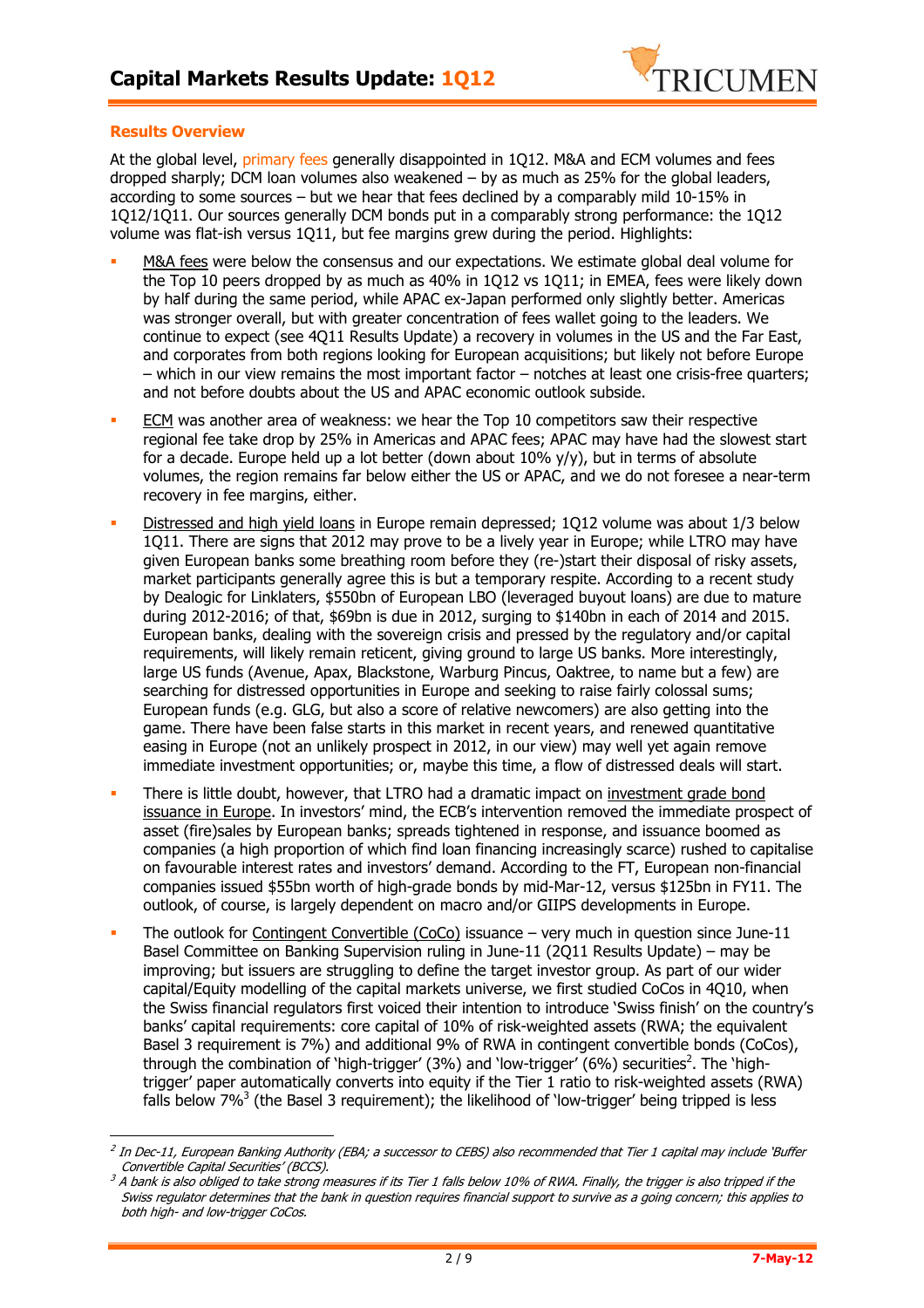## Results Overview

At the global level, primary fees generally disappointed in 1Q12. M&A and ECM volumes and fees dropped sharply; DCM loan volumes also weakened – by as much as 25% for the global leaders, according to some sources – but we hear that fees declined by a comparably mild 10-15% in 1Q12/1Q11. Our sources generally DCM bonds put in a comparably strong performance: the 1Q12 volume was flat-ish versus 1Q11, but fee margins grew during the period. Highlights:

- M&A fees were below the consensus and our expectations. We estimate global deal volume for the Top 10 peers dropped by as much as 40% in 1Q12 vs 1Q11; in EMEA, fees were likely down by half during the same period, while APAC ex-Japan performed only slightly better. Americas was stronger overall, but with greater concentration of fees wallet going to the leaders. We continue to expect (see 4Q11 Results Update) a recovery in volumes in the US and the Far East, and corporates from both regions looking for European acquisitions; but likely not before Europe – which in our view remains the most important factor – notches at least one crisis-free quarters; and not before doubts about the US and APAC economic outlook subside.
- ECM was another area of weakness: we hear the Top 10 competitors saw their respective regional fee take drop by 25% in Americas and APAC fees; APAC may have had the slowest start for a decade. Europe held up a lot better (down about 10% y/y), but in terms of absolute volumes, the region remains far below either the US or APAC, and we do not foresee a near-term recovery in fee margins, either.
- Distressed and high yield loans in Europe remain depressed; 1Q12 volume was about 1/3 below 1Q11. There are signs that 2012 may prove to be a lively year in Europe; while LTRO may have given European banks some breathing room before they (re-)start their disposal of risky assets, market participants generally agree this is but a temporary respite. According to a recent study by Dealogic for Linklaters, \$550bn of European LBO (leveraged buyout loans) are due to mature during 2012-2016; of that, \$69bn is due in 2012, surging to \$140bn in each of 2014 and 2015. European banks, dealing with the sovereign crisis and pressed by the regulatory and/or capital requirements, will likely remain reticent, giving ground to large US banks. More interestingly, large US funds (Avenue, Apax, Blackstone, Warburg Pincus, Oaktree, to name but a few) are searching for distressed opportunities in Europe and seeking to raise fairly colossal sums; European funds (e.g. GLG, but also a score of relative newcomers) are also getting into the game. There have been false starts in this market in recent years, and renewed quantitative easing in Europe (not an unlikely prospect in 2012, in our view) may well yet again remove immediate investment opportunities; or, maybe this time, a flow of distressed deals will start.
- There is little doubt, however, that LTRO had a dramatic impact on investment grade bond issuance in Europe. In investors' mind, the ECB's intervention removed the immediate prospect of asset (fire)sales by European banks; spreads tightened in response, and issuance boomed as companies (a high proportion of which find loan financing increasingly scarce) rushed to capitalise on favourable interest rates and investors' demand. According to the FT, European non-financial companies issued \$55bn worth of high-grade bonds by mid-Mar-12, versus \$125bn in FY11. The outlook, of course, is largely dependent on macro and/or GIIPS developments in Europe.
- The outlook for Contingent Convertible (CoCo) issuance – very much in question since June-11 Basel Committee on Banking Supervision ruling in June-11 (2Q11 Results Update) – may be improving; but issuers are struggling to define the target investor group. As part of our wider capital/Equity modelling of the capital markets universe, we first studied CoCos in 4Q10, when the Swiss financial regulators first voiced their intention to introduce 'Swiss finish' on the country's banks' capital requirements: core capital of 10% of risk-weighted assets (RWA; the equivalent Basel 3 requirement is 7%) and additional 9% of RWA in contingent convertible bonds (CoCos), through the combination of 'high-trigger' (3%) and 'low-trigger' (6%) securities[2]. The 'high-trigger' paper automatically converts into equity if the Tier 1 ratio to risk-weighted assets (RWA) falls below 7%[3] (the Basel 3 requirement); the likelihood of 'low-trigger' being tripped is less

---

*[2] In Dec-11, European Banking Authority (EBA; a successor to CEBS) also recommended that Tier 1 capital may include 'Buffer Convertible Capital Securities' (BCCS).*

*[3] A bank is also obliged to take strong measures if its Tier 1 falls below 10% of RWA. Finally, the trigger is also tripped if the Swiss regulator determines that the bank in question requires financial support to survive as a going concern; this applies to both high- and low-trigger CoCos.*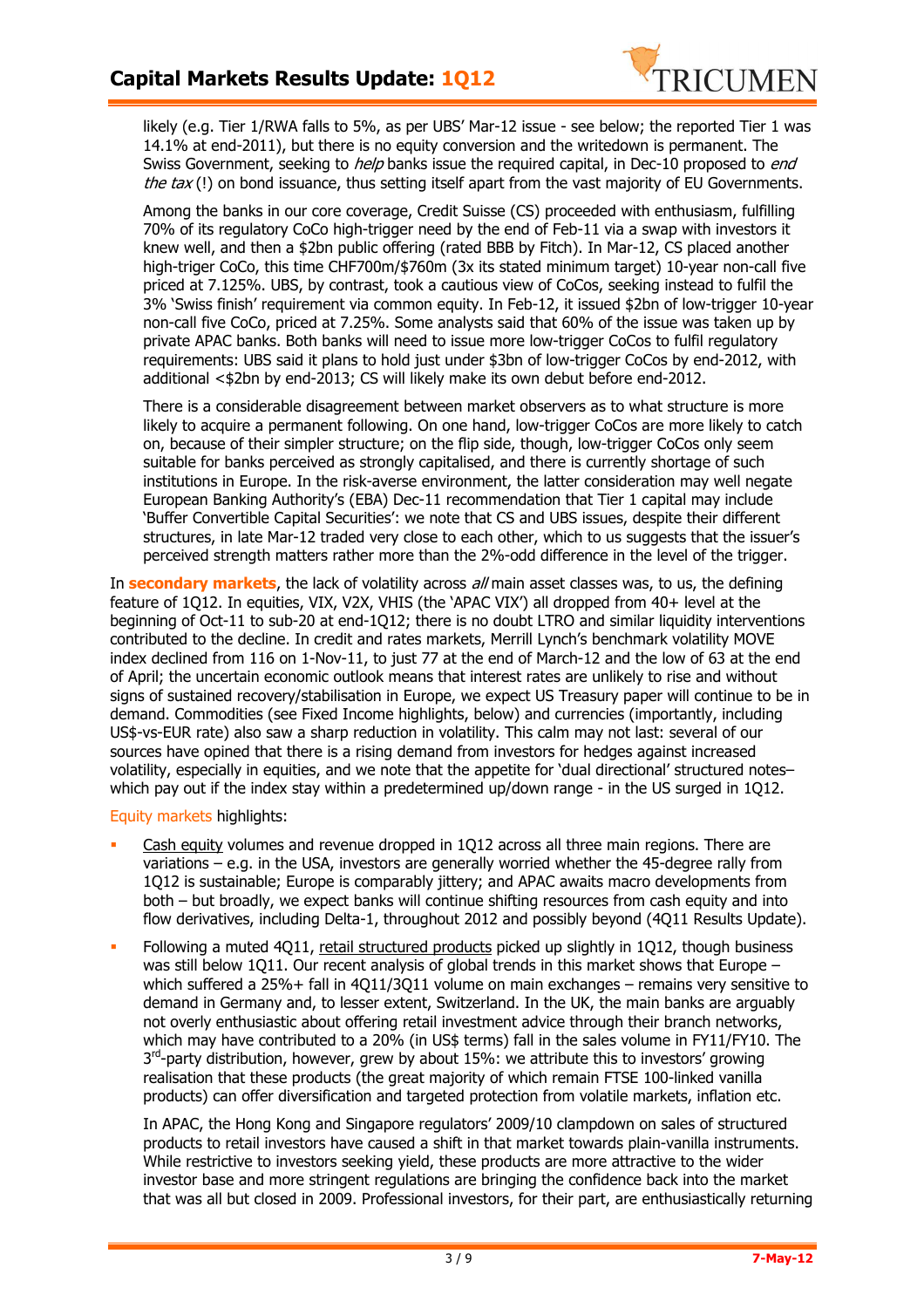likely (e.g. Tier 1/RWA falls to 5%, as per UBS' Mar-12 issue - see below; the reported Tier 1 was 14.1% at end-2011), but there is no equity conversion and the writedown is permanent. The Swiss Government, seeking to *help* banks issue the required capital, in Dec-10 proposed to *end the tax* (!) on bond issuance, thus setting itself apart from the vast majority of EU Governments.

Among the banks in our core coverage, Credit Suisse (CS) proceeded with enthusiasm, fulfilling 70% of its regulatory CoCo high-trigger need by the end of Feb-11 via a swap with investors it knew well, and then a $2bn public offering (rated BBB by Fitch). In Mar-12, CS placed another high-triger CoCo, this time CHF700m/$760m (3x its stated minimum target) 10-year non-call five priced at 7.125%. UBS, by contrast, took a cautious view of CoCos, seeking instead to fulfil the 3% 'Swiss finish' requirement via common equity. In Feb-12, it issued $2bn of low-trigger 10-year non-call five CoCo, priced at 7.25%. Some analysts said that 60% of the issue was taken up by private APAC banks. Both banks will need to issue more low-trigger CoCos to fulfil regulatory requirements: UBS said it plans to hold just under $3bn of low-trigger CoCos by end-2012, with additional <$2bn by end-2013; CS will likely make its own debut before end-2012.

There is a considerable disagreement between market observers as to what structure is more likely to acquire a permanent following. On one hand, low-trigger CoCos are more likely to catch on, because of their simpler structure; on the flip side, though, low-trigger CoCos only seem suitable for banks perceived as strongly capitalised, and there is currently shortage of such institutions in Europe. In the risk-averse environment, the latter consideration may well negate European Banking Authority's (EBA) Dec-11 recommendation that Tier 1 capital may include 'Buffer Convertible Capital Securities': we note that CS and UBS issues, despite their different structures, in late Mar-12 traded very close to each other, which to us suggests that the issuer's perceived strength matters rather more than the 2%-odd difference in the level of the trigger.

In **secondary markets**, the lack of volatility across *all* main asset classes was, to us, the defining feature of 1Q12. In equities, VIX, V2X, VHIS (the 'APAC VIX') all dropped from 40+ level at the beginning of Oct-11 to sub-20 at end-1Q12; there is no doubt LTRO and similar liquidity interventions contributed to the decline. In credit and rates markets, Merrill Lynch's benchmark volatility MOVE index declined from 116 on 1-Nov-11, to just 77 at the end of March-12 and the low of 63 at the end of April; the uncertain economic outlook means that interest rates are unlikely to rise and without signs of sustained recovery/stabilisation in Europe, we expect US Treasury paper will continue to be in demand. Commodities (see Fixed Income highlights, below) and currencies (importantly, including US$-vs-EUR rate) also saw a sharp reduction in volatility. This calm may not last: several of our sources have opined that there is a rising demand from investors for hedges against increased volatility, especially in equities, and we note that the appetite for 'dual directional' structured notes– which pay out if the index stay within a predetermined up/down range - in the US surged in 1Q12.

Equity markets highlights:

- Cash equity volumes and revenue dropped in 1Q12 across all three main regions. There are variations – e.g. in the USA, investors are generally worried whether the 45-degree rally from 1Q12 is sustainable; Europe is comparably jittery; and APAC awaits macro developments from both – but broadly, we expect banks will continue shifting resources from cash equity and into flow derivatives, including Delta-1, throughout 2012 and possibly beyond (4Q11 Results Update).
- Following a muted 4Q11, retail structured products picked up slightly in 1Q12, though business was still below 1Q11. Our recent analysis of global trends in this market shows that Europe – which suffered a 25%+ fall in 4Q11/3Q11 volume on main exchanges – remains very sensitive to demand in Germany and, to lesser extent, Switzerland. In the UK, the main banks are arguably not overly enthusiastic about offering retail investment advice through their branch networks, which may have contributed to a 20% (in US$ terms) fall in the sales volume in FY11/FY10. The 3rd-party distribution, however, grew by about 15%: we attribute this to investors' growing realisation that these products (the great majority of which remain FTSE 100-linked vanilla products) can offer diversification and targeted protection from volatile markets, inflation etc.

  In APAC, the Hong Kong and Singapore regulators' 2009/10 clampdown on sales of structured products to retail investors have caused a shift in that market towards plain-vanilla instruments. While restrictive to investors seeking yield, these products are more attractive to the wider investor base and more stringent regulations are bringing the confidence back into the market that was all but closed in 2009. Professional investors, for their part, are enthusiastically returning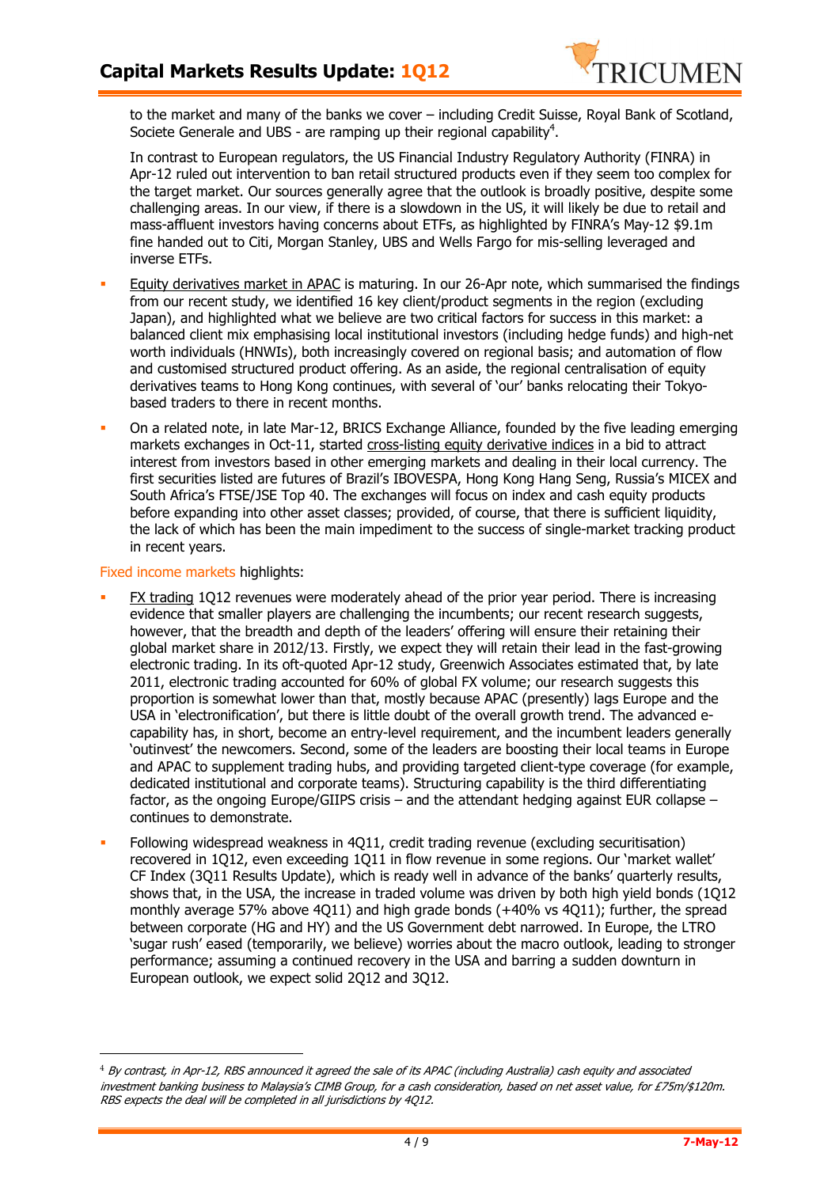to the market and many of the banks we cover – including Credit Suisse, Royal Bank of Scotland, Societe Generale and UBS - are ramping up their regional capability[4].

In contrast to European regulators, the US Financial Industry Regulatory Authority (FINRA) in Apr-12 ruled out intervention to ban retail structured products even if they seem too complex for the target market. Our sources generally agree that the outlook is broadly positive, despite some challenging areas. In our view, if there is a slowdown in the US, it will likely be due to retail and mass-affluent investors having concerns about ETFs, as highlighted by FINRA's May-12 $9.1m fine handed out to Citi, Morgan Stanley, UBS and Wells Fargo for mis-selling leveraged and inverse ETFs.

- Equity derivatives market in APAC is maturing. In our 26-Apr note, which summarised the findings from our recent study, we identified 16 key client/product segments in the region (excluding Japan), and highlighted what we believe are two critical factors for success in this market: a balanced client mix emphasising local institutional investors (including hedge funds) and high-net worth individuals (HNWIs), both increasingly covered on regional basis; and automation of flow and customised structured product offering. As an aside, the regional centralisation of equity derivatives teams to Hong Kong continues, with several of 'our' banks relocating their Tokyo-based traders to there in recent months.
- On a related note, in late Mar-12, BRICS Exchange Alliance, founded by the five leading emerging markets exchanges in Oct-11, started cross-listing equity derivative indices in a bid to attract interest from investors based in other emerging markets and dealing in their local currency. The first securities listed are futures of Brazil's IBOVESPA, Hong Kong Hang Seng, Russia's MICEX and South Africa's FTSE/JSE Top 40. The exchanges will focus on index and cash equity products before expanding into other asset classes; provided, of course, that there is sufficient liquidity, the lack of which has been the main impediment to the success of single-market tracking product in recent years.

Fixed income markets highlights:

- FX trading 1Q12 revenues were moderately ahead of the prior year period. There is increasing evidence that smaller players are challenging the incumbents; our recent research suggests, however, that the breadth and depth of the leaders' offering will ensure their retaining their global market share in 2012/13. Firstly, we expect they will retain their lead in the fast-growing electronic trading. In its oft-quoted Apr-12 study, Greenwich Associates estimated that, by late 2011, electronic trading accounted for 60% of global FX volume; our research suggests this proportion is somewhat lower than that, mostly because APAC (presently) lags Europe and the USA in 'electronification', but there is little doubt of the overall growth trend. The advanced e-capability has, in short, become an entry-level requirement, and the incumbent leaders generally 'outinvest' the newcomers. Second, some of the leaders are boosting their local teams in Europe and APAC to supplement trading hubs, and providing targeted client-type coverage (for example, dedicated institutional and corporate teams). Structuring capability is the third differentiating factor, as the ongoing Europe/GIIPS crisis – and the attendant hedging against EUR collapse – continues to demonstrate.
- Following widespread weakness in 4Q11, credit trading revenue (excluding securitisation) recovered in 1Q12, even exceeding 1Q11 in flow revenue in some regions. Our 'market wallet' CF Index (3Q11 Results Update), which is ready well in advance of the banks' quarterly results, shows that, in the USA, the increase in traded volume was driven by both high yield bonds (1Q12 monthly average 57% above 4Q11) and high grade bonds (+40% vs 4Q11); further, the spread between corporate (HG and HY) and the US Government debt narrowed. In Europe, the LTRO 'sugar rush' eased (temporarily, we believe) worries about the macro outlook, leading to stronger performance; assuming a continued recovery in the USA and barring a sudden downturn in European outlook, we expect solid 2Q12 and 3Q12.

---

[4] *By contrast, in Apr-12, RBS announced it agreed the sale of its APAC (including Australia) cash equity and associated investment banking business to Malaysia's CIMB Group, for a cash consideration, based on net asset value, for £75m/$120m. RBS expects the deal will be completed in all jurisdictions by 4Q12.*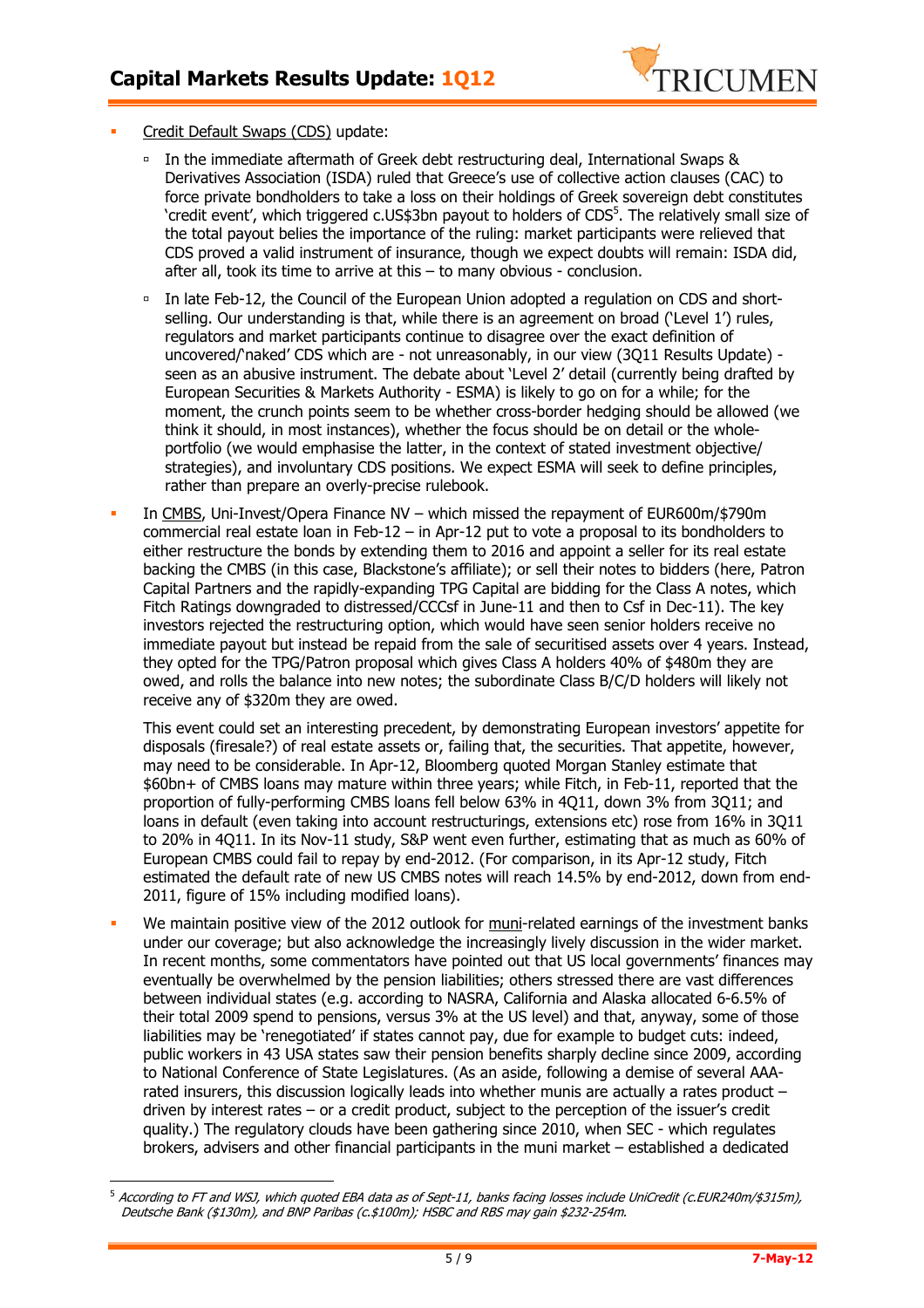- Credit Default Swaps (CDS) update:
  - In the immediate aftermath of Greek debt restructuring deal, International Swaps & Derivatives Association (ISDA) ruled that Greece's use of collective action clauses (CAC) to force private bondholders to take a loss on their holdings of Greek sovereign debt constitutes 'credit event', which triggered c.US$3bn payout to holders of CDS[5]. The relatively small size of the total payout belies the importance of the ruling: market participants were relieved that CDS proved a valid instrument of insurance, though we expect doubts will remain: ISDA did, after all, took its time to arrive at this – to many obvious - conclusion.
  - In late Feb-12, the Council of the European Union adopted a regulation on CDS and short-selling. Our understanding is that, while there is an agreement on broad ('Level 1') rules, regulators and market participants continue to disagree over the exact definition of uncovered/'naked' CDS which are - not unreasonably, in our view (3Q11 Results Update) - seen as an abusive instrument. The debate about 'Level 2' detail (currently being drafted by European Securities & Markets Authority - ESMA) is likely to go on for a while; for the moment, the crunch points seem to be whether cross-border hedging should be allowed (we think it should, in most instances), whether the focus should be on detail or the whole-portfolio (we would emphasise the latter, in the context of stated investment objective/strategies), and involuntary CDS positions. We expect ESMA will seek to define principles, rather than prepare an overly-precise rulebook.
- In CMBS, Uni-Invest/Opera Finance NV – which missed the repayment of EUR600m/$790m commercial real estate loan in Feb-12 – in Apr-12 put to vote a proposal to its bondholders to either restructure the bonds by extending them to 2016 and appoint a seller for its real estate backing the CMBS (in this case, Blackstone's affiliate); or sell their notes to bidders (here, Patron Capital Partners and the rapidly-expanding TPG Capital are bidding for the Class A notes, which Fitch Ratings downgraded to distressed/CCCsf in June-11 and then to Csf in Dec-11). The key investors rejected the restructuring option, which would have seen senior holders receive no immediate payout but instead be repaid from the sale of securitised assets over 4 years. Instead, they opted for the TPG/Patron proposal which gives Class A holders 40% of $480m they are owed, and rolls the balance into new notes; the subordinate Class B/C/D holders will likely not receive any of $320m they are owed.

  This event could set an interesting precedent, by demonstrating European investors' appetite for disposals (firesale?) of real estate assets or, failing that, the securities. That appetite, however, may need to be considerable. In Apr-12, Bloomberg quoted Morgan Stanley estimate that $60bn+ of CMBS loans may mature within three years; while Fitch, in Feb-11, reported that the proportion of fully-performing CMBS loans fell below 63% in 4Q11, down 3% from 3Q11; and loans in default (even taking into account restructurings, extensions etc) rose from 16% in 3Q11 to 20% in 4Q11. In its Nov-11 study, S&P went even further, estimating that as much as 60% of European CMBS could fail to repay by end-2012. (For comparison, in its Apr-12 study, Fitch estimated the default rate of new US CMBS notes will reach 14.5% by end-2012, down from end-2011, figure of 15% including modified loans).
- We maintain positive view of the 2012 outlook for muni-related earnings of the investment banks under our coverage; but also acknowledge the increasingly lively discussion in the wider market. In recent months, some commentators have pointed out that US local governments' finances may eventually be overwhelmed by the pension liabilities; others stressed there are vast differences between individual states (e.g. according to NASRA, California and Alaska allocated 6-6.5% of their total 2009 spend to pensions, versus 3% at the US level) and that, anyway, some of those liabilities may be 'renegotiated' if states cannot pay, due for example to budget cuts: indeed, public workers in 43 USA states saw their pension benefits sharply decline since 2009, according to National Conference of State Legislatures. (As an aside, following a demise of several AAA-rated insurers, this discussion logically leads into whether munis are actually a rates product – driven by interest rates – or a credit product, subject to the perception of the issuer's credit quality.) The regulatory clouds have been gathering since 2010, when SEC - which regulates brokers, advisers and other financial participants in the muni market – established a dedicated

---

[5] *According to FT and WSJ, which quoted EBA data as of Sept-11, banks facing losses include UniCredit (c.EUR240m/$315m), Deutsche Bank ($130m), and BNP Paribas (c.$100m); HSBC and RBS may gain $232-254m.*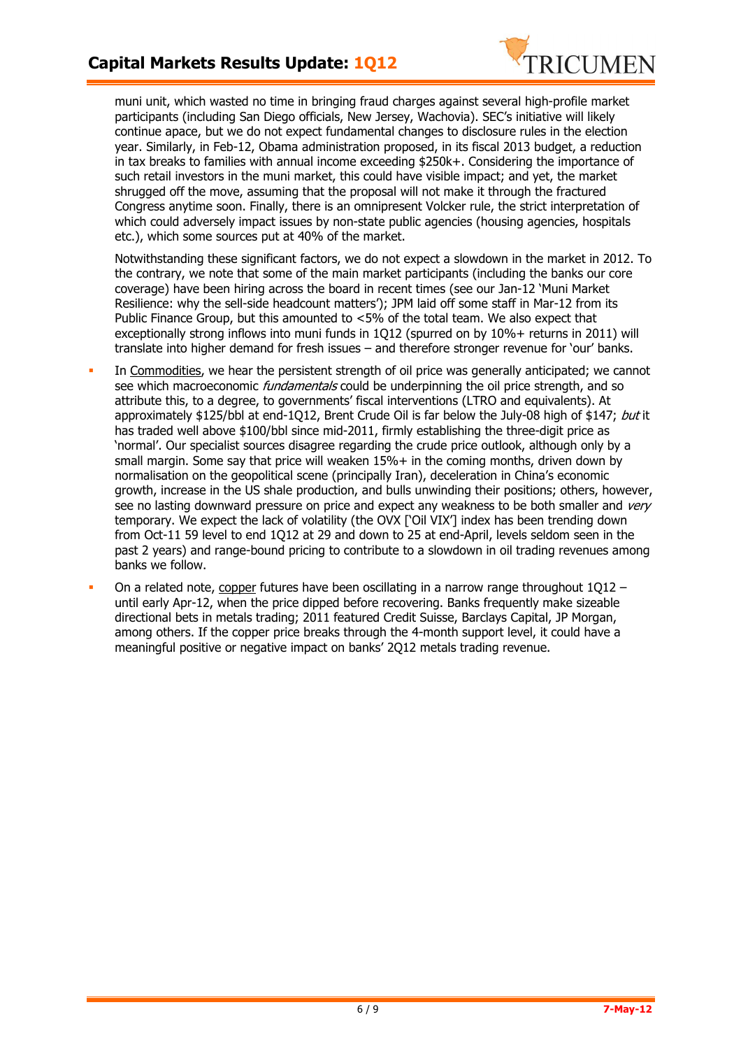muni unit, which wasted no time in bringing fraud charges against several high-profile market participants (including San Diego officials, New Jersey, Wachovia). SEC's initiative will likely continue apace, but we do not expect fundamental changes to disclosure rules in the election year. Similarly, in Feb-12, Obama administration proposed, in its fiscal 2013 budget, a reduction in tax breaks to families with annual income exceeding $250k+. Considering the importance of such retail investors in the muni market, this could have visible impact; and yet, the market shrugged off the move, assuming that the proposal will not make it through the fractured Congress anytime soon. Finally, there is an omnipresent Volcker rule, the strict interpretation of which could adversely impact issues by non-state public agencies (housing agencies, hospitals etc.), which some sources put at 40% of the market.

Notwithstanding these significant factors, we do not expect a slowdown in the market in 2012. To the contrary, we note that some of the main market participants (including the banks our core coverage) have been hiring across the board in recent times (see our Jan-12 'Muni Market Resilience: why the sell-side headcount matters'); JPM laid off some staff in Mar-12 from its Public Finance Group, but this amounted to <5% of the total team. We also expect that exceptionally strong inflows into muni funds in 1Q12 (spurred on by 10%+ returns in 2011) will translate into higher demand for fresh issues – and therefore stronger revenue for 'our' banks.

- In Commodities, we hear the persistent strength of oil price was generally anticipated; we cannot see which macroeconomic *fundamentals* could be underpinning the oil price strength, and so attribute this, to a degree, to governments' fiscal interventions (LTRO and equivalents). At approximately $125/bbl at end-1Q12, Brent Crude Oil is far below the July-08 high of $147; *but* it has traded well above $100/bbl since mid-2011, firmly establishing the three-digit price as 'normal'. Our specialist sources disagree regarding the crude price outlook, although only by a small margin. Some say that price will weaken 15%+ in the coming months, driven down by normalisation on the geopolitical scene (principally Iran), deceleration in China's economic growth, increase in the US shale production, and bulls unwinding their positions; others, however, see no lasting downward pressure on price and expect any weakness to be both smaller and *very* temporary. We expect the lack of volatility (the OVX ['Oil VIX'] index has been trending down from Oct-11 59 level to end 1Q12 at 29 and down to 25 at end-April, levels seldom seen in the past 2 years) and range-bound pricing to contribute to a slowdown in oil trading revenues among banks we follow.
- On a related note, copper futures have been oscillating in a narrow range throughout 1Q12 – until early Apr-12, when the price dipped before recovering. Banks frequently make sizeable directional bets in metals trading; 2011 featured Credit Suisse, Barclays Capital, JP Morgan, among others. If the copper price breaks through the 4-month support level, it could have a meaningful positive or negative impact on banks' 2Q12 metals trading revenue.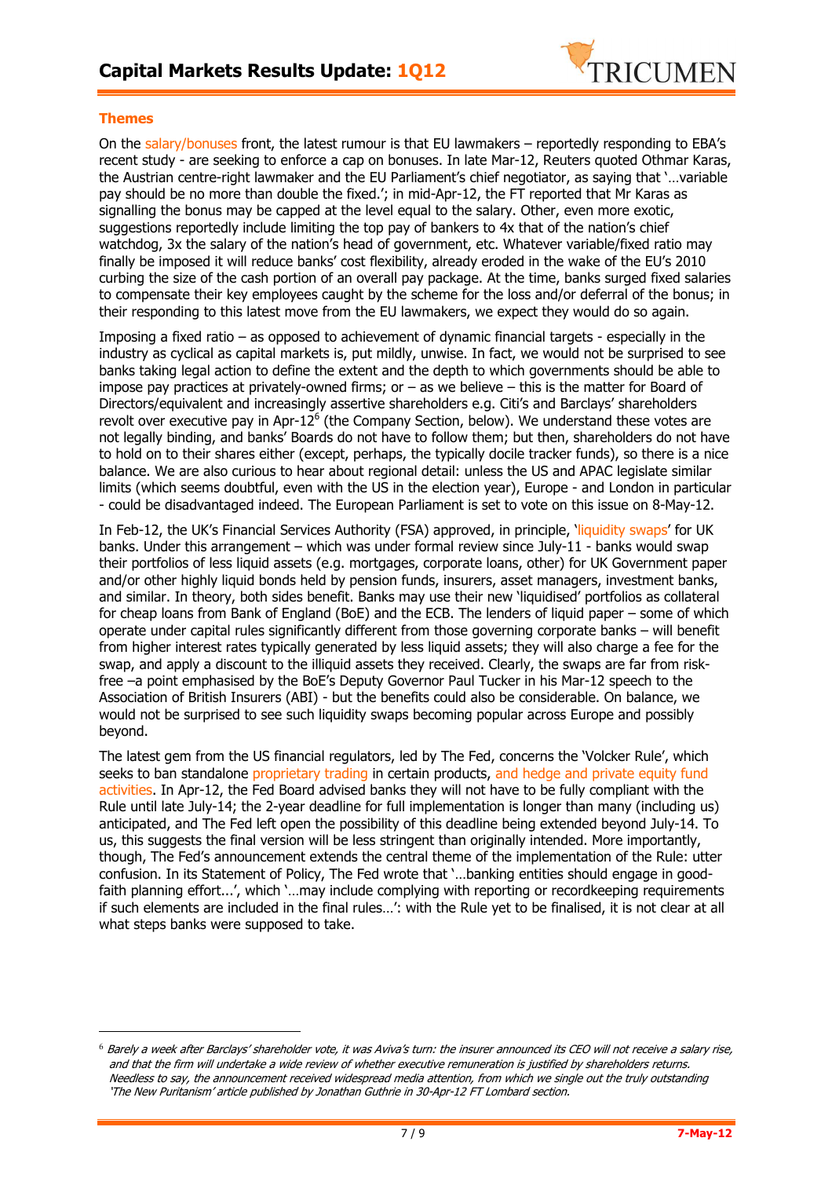## Themes

On the salary/bonuses front, the latest rumour is that EU lawmakers – reportedly responding to EBA's recent study - are seeking to enforce a cap on bonuses. In late Mar-12, Reuters quoted Othmar Karas, the Austrian centre-right lawmaker and the EU Parliament's chief negotiator, as saying that '…variable pay should be no more than double the fixed.'; in mid-Apr-12, the FT reported that Mr Karas as signalling the bonus may be capped at the level equal to the salary. Other, even more exotic, suggestions reportedly include limiting the top pay of bankers to 4x that of the nation's chief watchdog, 3x the salary of the nation's head of government, etc. Whatever variable/fixed ratio may finally be imposed it will reduce banks' cost flexibility, already eroded in the wake of the EU's 2010 curbing the size of the cash portion of an overall pay package. At the time, banks surged fixed salaries to compensate their key employees caught by the scheme for the loss and/or deferral of the bonus; in their responding to this latest move from the EU lawmakers, we expect they would do so again.

Imposing a fixed ratio – as opposed to achievement of dynamic financial targets - especially in the industry as cyclical as capital markets is, put mildly, unwise. In fact, we would not be surprised to see banks taking legal action to define the extent and the depth to which governments should be able to impose pay practices at privately-owned firms; or – as we believe – this is the matter for Board of Directors/equivalent and increasingly assertive shareholders e.g. Citi's and Barclays' shareholders revolt over executive pay in Apr-12[6] (the Company Section, below). We understand these votes are not legally binding, and banks' Boards do not have to follow them; but then, shareholders do not have to hold on to their shares either (except, perhaps, the typically docile tracker funds), so there is a nice balance. We are also curious to hear about regional detail: unless the US and APAC legislate similar limits (which seems doubtful, even with the US in the election year), Europe - and London in particular - could be disadvantaged indeed. The European Parliament is set to vote on this issue on 8-May-12.

In Feb-12, the UK's Financial Services Authority (FSA) approved, in principle, 'liquidity swaps' for UK banks. Under this arrangement – which was under formal review since July-11 - banks would swap their portfolios of less liquid assets (e.g. mortgages, corporate loans, other) for UK Government paper and/or other highly liquid bonds held by pension funds, insurers, asset managers, investment banks, and similar. In theory, both sides benefit. Banks may use their new 'liquidised' portfolios as collateral for cheap loans from Bank of England (BoE) and the ECB. The lenders of liquid paper – some of which operate under capital rules significantly different from those governing corporate banks – will benefit from higher interest rates typically generated by less liquid assets; they will also charge a fee for the swap, and apply a discount to the illiquid assets they received. Clearly, the swaps are far from risk-free –a point emphasised by the BoE's Deputy Governor Paul Tucker in his Mar-12 speech to the Association of British Insurers (ABI) - but the benefits could also be considerable. On balance, we would not be surprised to see such liquidity swaps becoming popular across Europe and possibly beyond.

The latest gem from the US financial regulators, led by The Fed, concerns the 'Volcker Rule', which seeks to ban standalone proprietary trading in certain products, and hedge and private equity fund activities. In Apr-12, the Fed Board advised banks they will not have to be fully compliant with the Rule until late July-14; the 2-year deadline for full implementation is longer than many (including us) anticipated, and The Fed left open the possibility of this deadline being extended beyond July-14. To us, this suggests the final version will be less stringent than originally intended. More importantly, though, The Fed's announcement extends the central theme of the implementation of the Rule: utter confusion. In its Statement of Policy, The Fed wrote that '…banking entities should engage in good-faith planning effort...', which '…may include complying with reporting or recordkeeping requirements if such elements are included in the final rules…': with the Rule yet to be finalised, it is not clear at all what steps banks were supposed to take.

---

[6] *Barely a week after Barclays' shareholder vote, it was Aviva's turn: the insurer announced its CEO will not receive a salary rise, and that the firm will undertake a wide review of whether executive remuneration is justified by shareholders returns. Needless to say, the announcement received widespread media attention, from which we single out the truly outstanding 'The New Puritanism' article published by Jonathan Guthrie in 30-Apr-12 FT Lombard section.*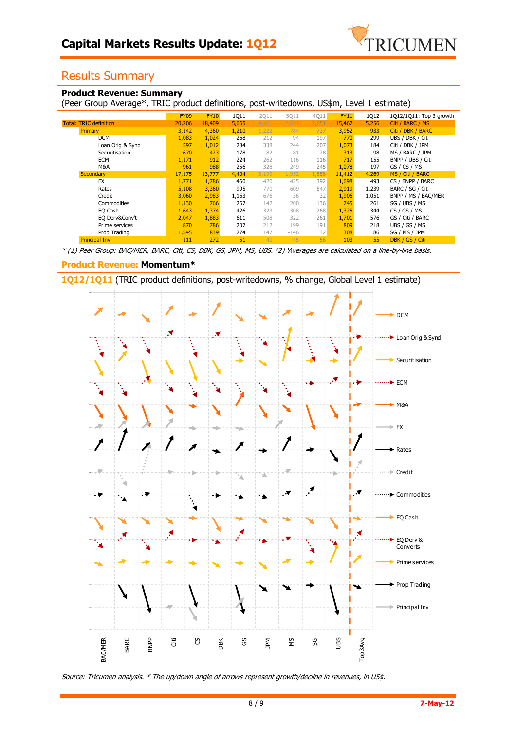# Capital Markets Results Update: 1Q12

## Results Summary

### Product Revenue: Summary

(Peer Group Average*, TRIC product definitions, post-writedowns, US$m, Level 1 estimate)

| | FY09 | FY10 | 1Q11 | 2Q11 | 3Q11 | 4Q11 | FY11 | 1Q12 | 1Q12/1Q11: Top 3 growth |
|---|---|---|---|---|---|---|---|---|---|
| Total: TRIC definition | 20,206 | 18,409 | 5,665 | 4,461 | 2,691 | 2,651 | 15,467 | 5,256 | Citi / BARC / MS |
| Primary | 3,142 | 4,360 | 1,210 | 1,222 | 784 | 737 | 3,952 | 933 | Citi / DBK / BARC |
| DCM | 1,083 | 1,024 | 268 | 212 | 94 | 197 | 770 | 299 | UBS / DBK / Citi |
| Loan Orig & Synd | 597 | 1,012 | 284 | 338 | 244 | 207 | 1,073 | 184 | Citi / DBK / JPM |
| Securitisation | -670 | 423 | 178 | 82 | 81 | -28 | 313 | 98 | MS / BARC / JPM |
| ECM | 1,171 | 912 | 224 | 262 | 116 | 116 | 717 | 155 | BNPP / UBS / Citi |
| M&A | 961 | 988 | 256 | 328 | 249 | 245 | 1,078 | 197 | GS / CS / MS |
| Secondary | 17,175 | 13,777 | 4,404 | 3,199 | 1,952 | 1,858 | 11,412 | 4,269 | MS / Citi / BARC |
| FX | 1,771 | 1,786 | 460 | 420 | 425 | 392 | 1,698 | 493 | CS / BNPP / BARC |
| Rates | 5,108 | 3,360 | 995 | 770 | 609 | 547 | 2,919 | 1,239 | BARC / SG / Citi |
| Credit | 3,060 | 2,983 | 1,163 | 676 | 36 | 32 | 1,906 | 1,051 | BNPP / MS / BAC/MER |
| Commodities | 1,130 | 766 | 267 | 142 | 200 | 136 | 745 | 261 | SG / UBS / MS |
| EQ Cash | 1,643 | 1,374 | 426 | 323 | 308 | 268 | 1,325 | 344 | CS / GS / MS |
| EQ Derv&Conv't | 2,047 | 1,883 | 611 | 508 | 322 | 261 | 1,701 | 576 | GS / Citi / BARC |
| Prime services | 870 | 786 | 207 | 212 | 199 | 191 | 809 | 218 | UBS / GS / MS |
| Prop Trading | 1,545 | 839 | 274 | 147 | -146 | 32 | 308 | 86 | SG / MS / JPM |
| Principal Inv | -111 | 272 | 51 | 40 | -45 | 56 | 103 | 55 | DBK / GS / Citi |

*\* (1) Peer Group: BAC/MER, BARC, Citi, CS, DBK, GS, JPM, MS, UBS. (2) 'Averages are calculated on a line-by-line basis.*

### Product Revenue: Momentum*

**1Q12/1Q11** (TRIC product definitions, post-writedowns, % change, Global Level 1 estimate)

*Source: Tricumen analysis. \* The up/down angle of arrows represent growth/decline in revenues, in US$.*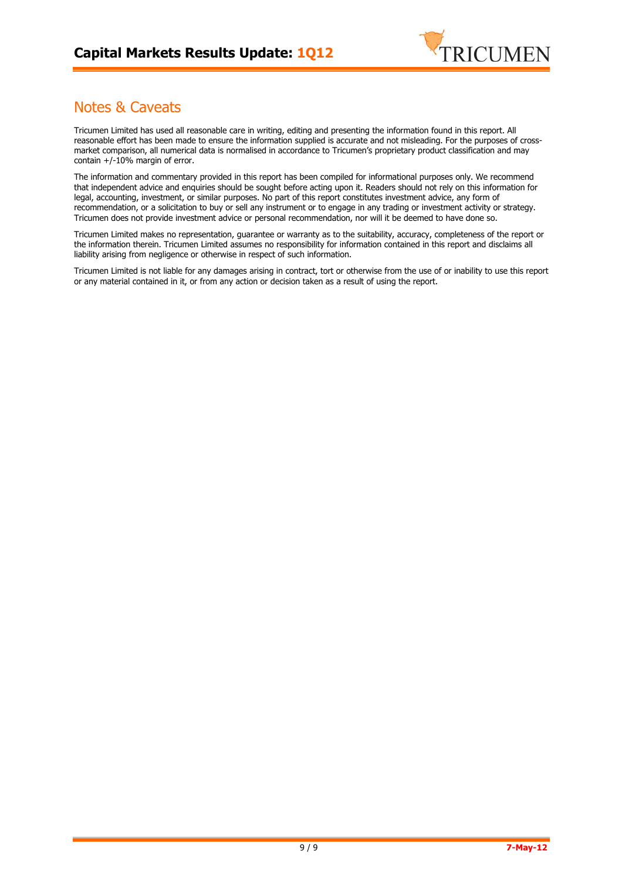## Notes & Caveats

Tricumen Limited has used all reasonable care in writing, editing and presenting the information found in this report. All reasonable effort has been made to ensure the information supplied is accurate and not misleading. For the purposes of cross-market comparison, all numerical data is normalised in accordance to Tricumen's proprietary product classification and may contain +/-10% margin of error.

The information and commentary provided in this report has been compiled for informational purposes only. We recommend that independent advice and enquiries should be sought before acting upon it. Readers should not rely on this information for legal, accounting, investment, or similar purposes. No part of this report constitutes investment advice, any form of recommendation, or a solicitation to buy or sell any instrument or to engage in any trading or investment activity or strategy. Tricumen does not provide investment advice or personal recommendation, nor will it be deemed to have done so.

Tricumen Limited makes no representation, guarantee or warranty as to the suitability, accuracy, completeness of the report or the information therein. Tricumen Limited assumes no responsibility for information contained in this report and disclaims all liability arising from negligence or otherwise in respect of such information.

Tricumen Limited is not liable for any damages arising in contract, tort or otherwise from the use of or inability to use this report or any material contained in it, or from any action or decision taken as a result of using the report.